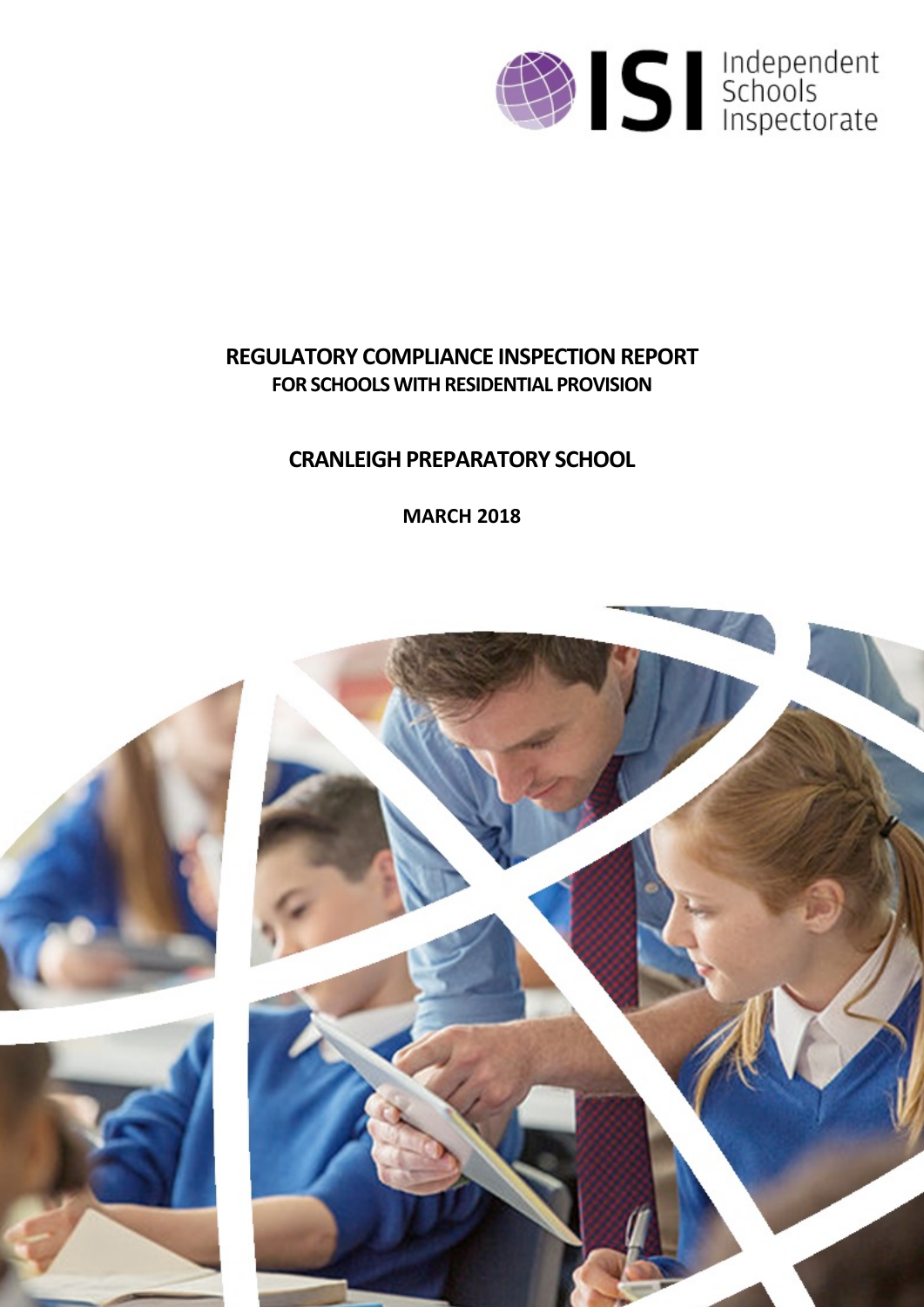Independent Schools Inspectorate

# REGULATORY COMPLIANCE INSPECTION REPORT

## FOR SCHOOLS WITH RESIDENTIAL PROVISION

## CRANLEIGH PREPARATORY SCHOOL

**MARCH 2018**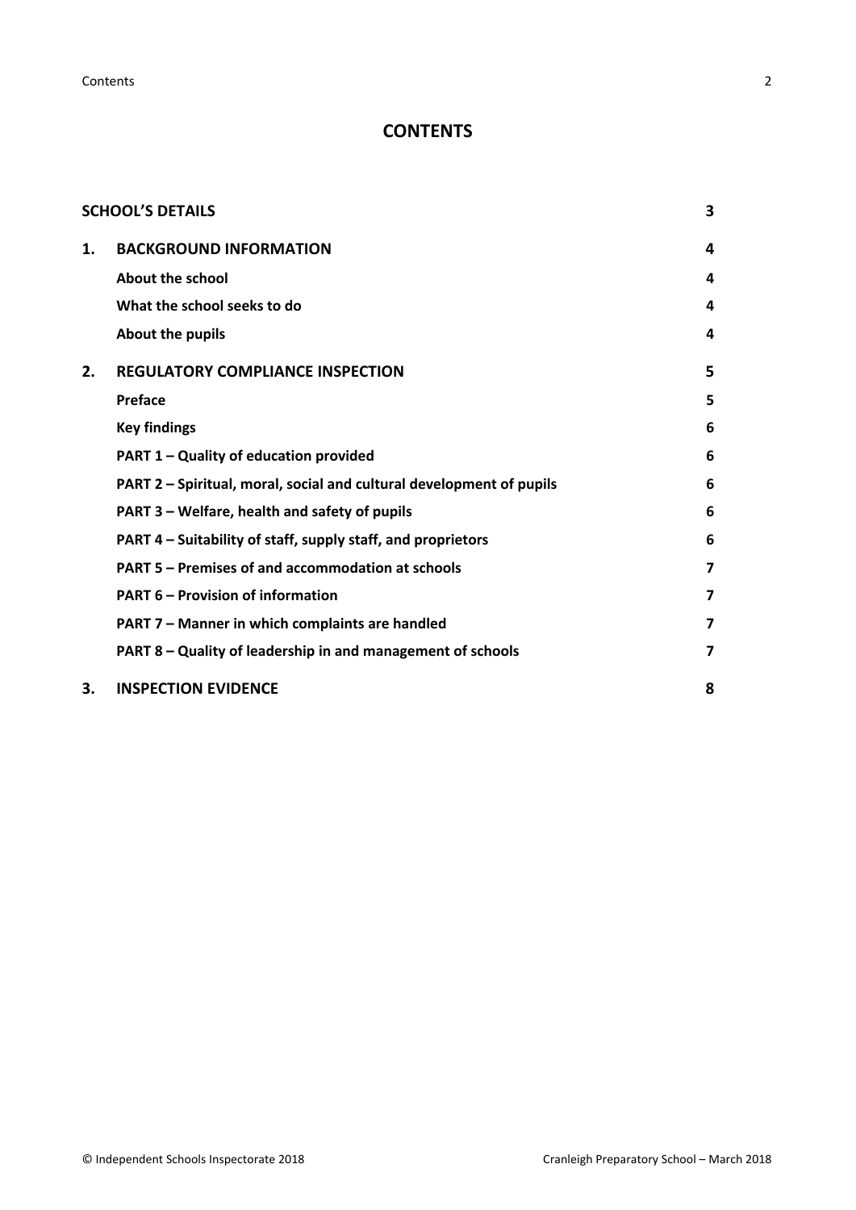# CONTENTS

| | | |
|---|---|---|
| **SCHOOL'S DETAILS** | | **3** |
| **1.** | **BACKGROUND INFORMATION** | **4** |
| | **About the school** | **4** |
| | **What the school seeks to do** | **4** |
| | **About the pupils** | **4** |
| **2.** | **REGULATORY COMPLIANCE INSPECTION** | **5** |
| | **Preface** | **5** |
| | **Key findings** | **6** |
| | **PART 1 – Quality of education provided** | **6** |
| | **PART 2 – Spiritual, moral, social and cultural development of pupils** | **6** |
| | **PART 3 – Welfare, health and safety of pupils** | **6** |
| | **PART 4 – Suitability of staff, supply staff, and proprietors** | **6** |
| | **PART 5 – Premises of and accommodation at schools** | **7** |
| | **PART 6 – Provision of information** | **7** |
| | **PART 7 – Manner in which complaints are handled** | **7** |
| | **PART 8 – Quality of leadership in and management of schools** | **7** |
| **3.** | **INSPECTION EVIDENCE** | **8** |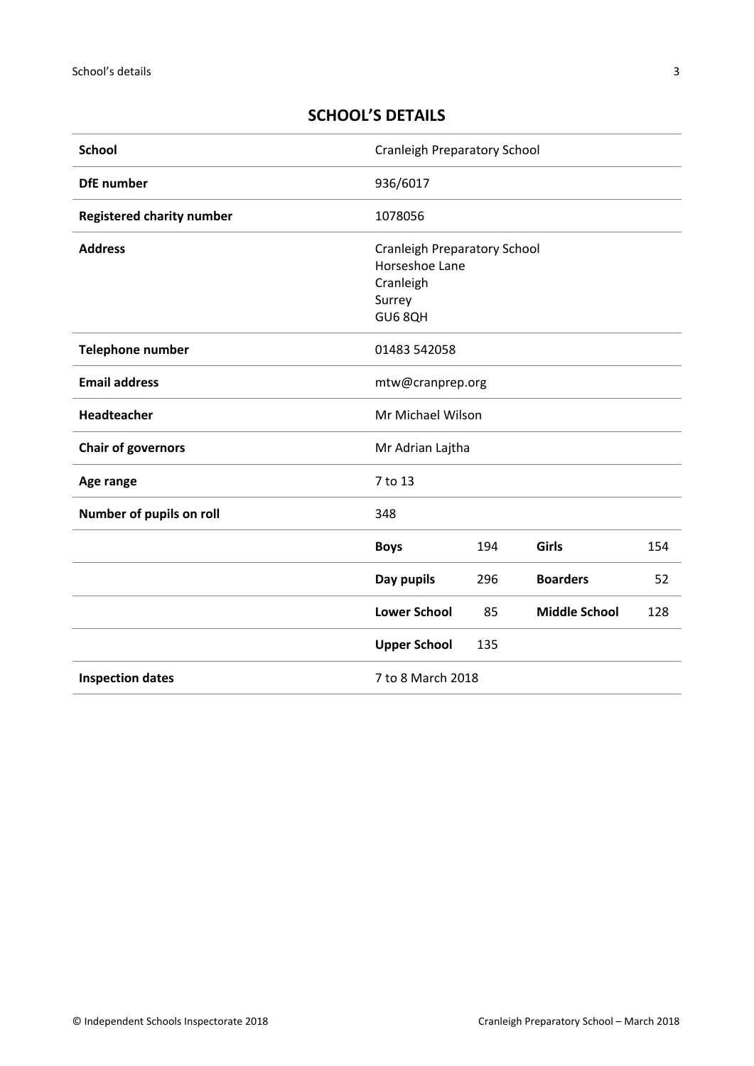## SCHOOL'S DETAILS

| | | | | |
|---|---|---|---|---|
| **School** | Cranleigh Preparatory School | | | |
| **DfE number** | 936/6017 | | | |
| **Registered charity number** | 1078056 | | | |
| **Address** | Cranleigh Preparatory School<br>Horseshoe Lane<br>Cranleigh<br>Surrey<br>GU6 8QH | | | |
| **Telephone number** | 01483 542058 | | | |
| **Email address** | mtw@cranprep.org | | | |
| **Headteacher** | Mr Michael Wilson | | | |
| **Chair of governors** | Mr Adrian Lajtha | | | |
| **Age range** | 7 to 13 | | | |
| **Number of pupils on roll** | 348 | | | |
| | **Boys** | 194 | **Girls** | 154 |
| | **Day pupils** | 296 | **Boarders** | 52 |
| | **Lower School** | 85 | **Middle School** | 128 |
| | **Upper School** | 135 | | |
| **Inspection dates** | 7 to 8 March 2018 | | | |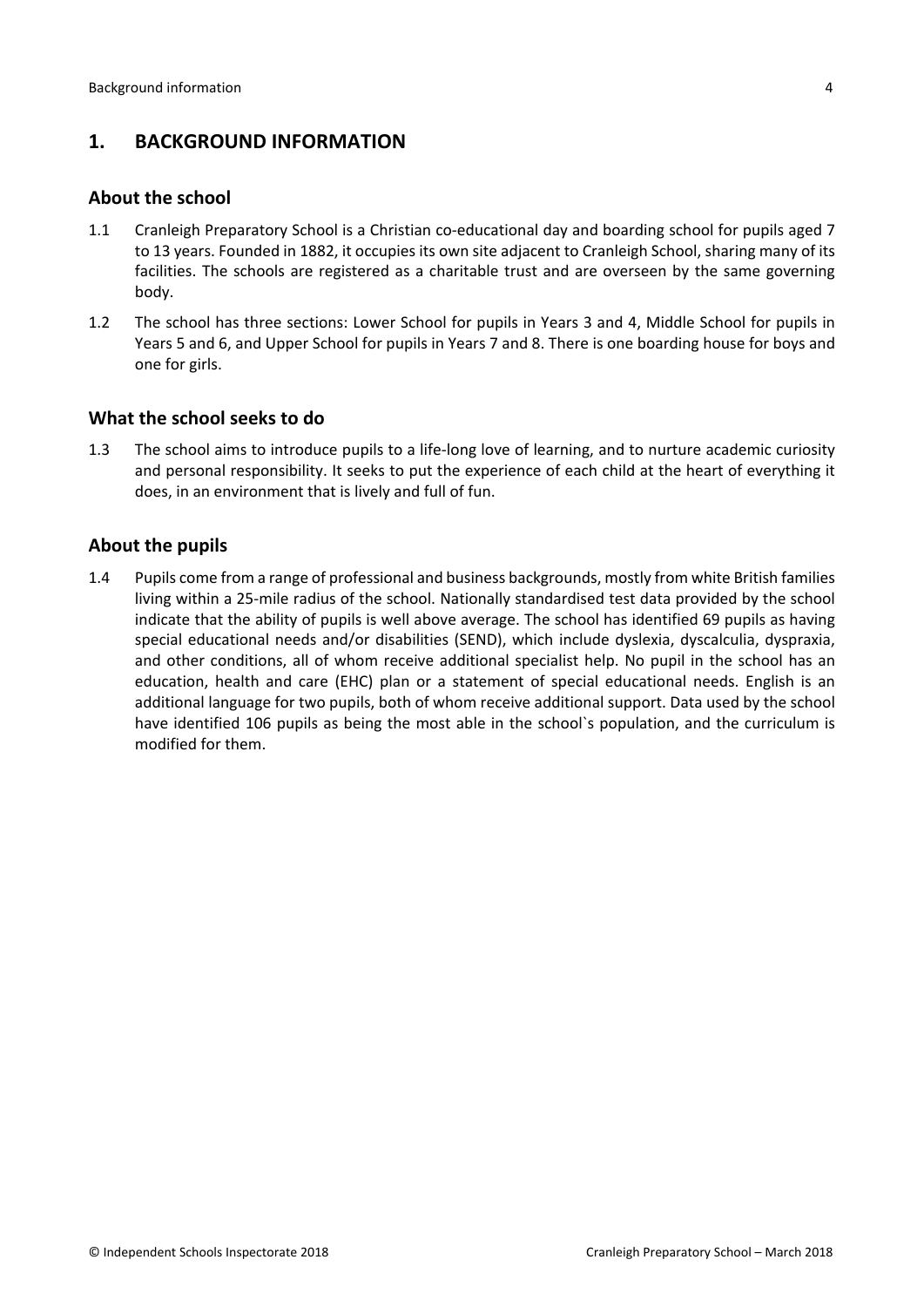## 1. BACKGROUND INFORMATION

### About the school

1.1 Cranleigh Preparatory School is a Christian co-educational day and boarding school for pupils aged 7 to 13 years. Founded in 1882, it occupies its own site adjacent to Cranleigh School, sharing many of its facilities. The schools are registered as a charitable trust and are overseen by the same governing body.

1.2 The school has three sections: Lower School for pupils in Years 3 and 4, Middle School for pupils in Years 5 and 6, and Upper School for pupils in Years 7 and 8. There is one boarding house for boys and one for girls.

### What the school seeks to do

1.3 The school aims to introduce pupils to a life-long love of learning, and to nurture academic curiosity and personal responsibility. It seeks to put the experience of each child at the heart of everything it does, in an environment that is lively and full of fun.

### About the pupils

1.4 Pupils come from a range of professional and business backgrounds, mostly from white British families living within a 25-mile radius of the school. Nationally standardised test data provided by the school indicate that the ability of pupils is well above average. The school has identified 69 pupils as having special educational needs and/or disabilities (SEND), which include dyslexia, dyscalculia, dyspraxia, and other conditions, all of whom receive additional specialist help. No pupil in the school has an education, health and care (EHC) plan or a statement of special educational needs. English is an additional language for two pupils, both of whom receive additional support. Data used by the school have identified 106 pupils as being the most able in the school`s population, and the curriculum is modified for them.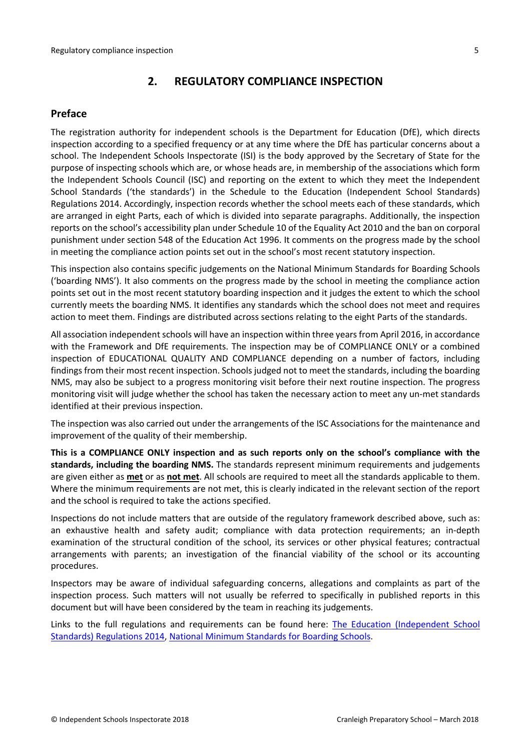## 2. REGULATORY COMPLIANCE INSPECTION

### Preface

The registration authority for independent schools is the Department for Education (DfE), which directs inspection according to a specified frequency or at any time where the DfE has particular concerns about a school. The Independent Schools Inspectorate (ISI) is the body approved by the Secretary of State for the purpose of inspecting schools which are, or whose heads are, in membership of the associations which form the Independent Schools Council (ISC) and reporting on the extent to which they meet the Independent School Standards ('the standards') in the Schedule to the Education (Independent School Standards) Regulations 2014. Accordingly, inspection records whether the school meets each of these standards, which are arranged in eight Parts, each of which is divided into separate paragraphs. Additionally, the inspection reports on the school's accessibility plan under Schedule 10 of the Equality Act 2010 and the ban on corporal punishment under section 548 of the Education Act 1996. It comments on the progress made by the school in meeting the compliance action points set out in the school's most recent statutory inspection.

This inspection also contains specific judgements on the National Minimum Standards for Boarding Schools ('boarding NMS'). It also comments on the progress made by the school in meeting the compliance action points set out in the most recent statutory boarding inspection and it judges the extent to which the school currently meets the boarding NMS. It identifies any standards which the school does not meet and requires action to meet them. Findings are distributed across sections relating to the eight Parts of the standards.

All association independent schools will have an inspection within three years from April 2016, in accordance with the Framework and DfE requirements. The inspection may be of COMPLIANCE ONLY or a combined inspection of EDUCATIONAL QUALITY AND COMPLIANCE depending on a number of factors, including findings from their most recent inspection. Schools judged not to meet the standards, including the boarding NMS, may also be subject to a progress monitoring visit before their next routine inspection. The progress monitoring visit will judge whether the school has taken the necessary action to meet any un-met standards identified at their previous inspection.

The inspection was also carried out under the arrangements of the ISC Associations for the maintenance and improvement of the quality of their membership.

**This is a COMPLIANCE ONLY inspection and as such reports only on the school's compliance with the standards, including the boarding NMS.** The standards represent minimum requirements and judgements are given either as **met** or as **not met**. All schools are required to meet all the standards applicable to them. Where the minimum requirements are not met, this is clearly indicated in the relevant section of the report and the school is required to take the actions specified.

Inspections do not include matters that are outside of the regulatory framework described above, such as: an exhaustive health and safety audit; compliance with data protection requirements; an in-depth examination of the structural condition of the school, its services or other physical features; contractual arrangements with parents; an investigation of the financial viability of the school or its accounting procedures.

Inspectors may be aware of individual safeguarding concerns, allegations and complaints as part of the inspection process. Such matters will not usually be referred to specifically in published reports in this document but will have been considered by the team in reaching its judgements.

Links to the full regulations and requirements can be found here: The Education (Independent School Standards) Regulations 2014, National Minimum Standards for Boarding Schools.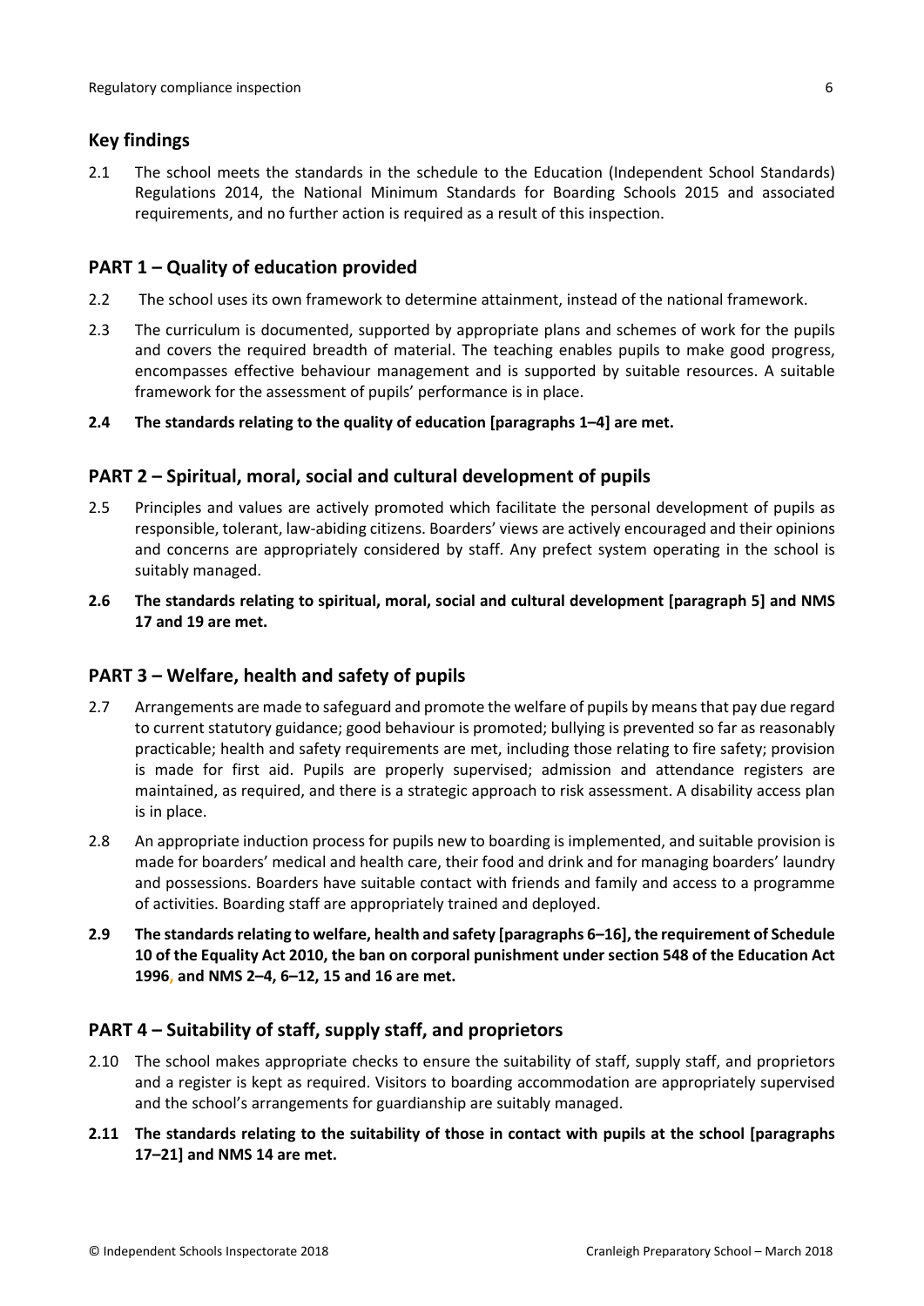## Key findings

2.1 The school meets the standards in the schedule to the Education (Independent School Standards) Regulations 2014, the National Minimum Standards for Boarding Schools 2015 and associated requirements, and no further action is required as a result of this inspection.

## PART 1 – Quality of education provided

2.2 The school uses its own framework to determine attainment, instead of the national framework.

2.3 The curriculum is documented, supported by appropriate plans and schemes of work for the pupils and covers the required breadth of material. The teaching enables pupils to make good progress, encompasses effective behaviour management and is supported by suitable resources. A suitable framework for the assessment of pupils' performance is in place.

**2.4 The standards relating to the quality of education [paragraphs 1–4] are met.**

## PART 2 – Spiritual, moral, social and cultural development of pupils

2.5 Principles and values are actively promoted which facilitate the personal development of pupils as responsible, tolerant, law-abiding citizens. Boarders' views are actively encouraged and their opinions and concerns are appropriately considered by staff. Any prefect system operating in the school is suitably managed.

**2.6 The standards relating to spiritual, moral, social and cultural development [paragraph 5] and NMS 17 and 19 are met.**

## PART 3 – Welfare, health and safety of pupils

2.7 Arrangements are made to safeguard and promote the welfare of pupils by means that pay due regard to current statutory guidance; good behaviour is promoted; bullying is prevented so far as reasonably practicable; health and safety requirements are met, including those relating to fire safety; provision is made for first aid. Pupils are properly supervised; admission and attendance registers are maintained, as required, and there is a strategic approach to risk assessment. A disability access plan is in place.

2.8 An appropriate induction process for pupils new to boarding is implemented, and suitable provision is made for boarders' medical and health care, their food and drink and for managing boarders' laundry and possessions. Boarders have suitable contact with friends and family and access to a programme of activities. Boarding staff are appropriately trained and deployed.

**2.9 The standards relating to welfare, health and safety [paragraphs 6–16], the requirement of Schedule 10 of the Equality Act 2010, the ban on corporal punishment under section 548 of the Education Act 1996, and NMS 2–4, 6–12, 15 and 16 are met.**

## PART 4 – Suitability of staff, supply staff, and proprietors

2.10 The school makes appropriate checks to ensure the suitability of staff, supply staff, and proprietors and a register is kept as required. Visitors to boarding accommodation are appropriately supervised and the school's arrangements for guardianship are suitably managed.

**2.11 The standards relating to the suitability of those in contact with pupils at the school [paragraphs 17–21] and NMS 14 are met.**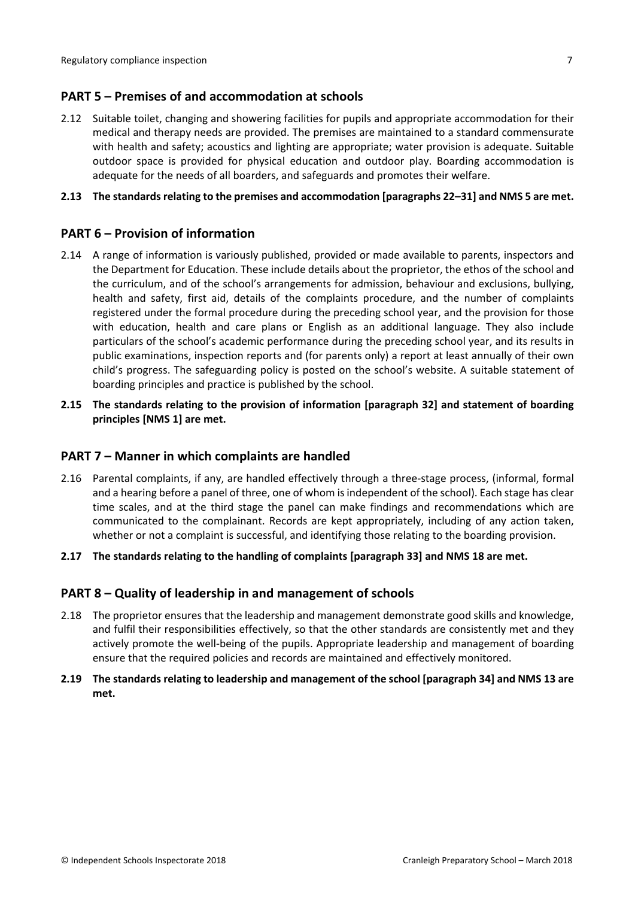## PART 5 – Premises of and accommodation at schools

2.12 Suitable toilet, changing and showering facilities for pupils and appropriate accommodation for their medical and therapy needs are provided. The premises are maintained to a standard commensurate with health and safety; acoustics and lighting are appropriate; water provision is adequate. Suitable outdoor space is provided for physical education and outdoor play. Boarding accommodation is adequate for the needs of all boarders, and safeguards and promotes their welfare.

**2.13 The standards relating to the premises and accommodation [paragraphs 22–31] and NMS 5 are met.**

## PART 6 – Provision of information

2.14 A range of information is variously published, provided or made available to parents, inspectors and the Department for Education. These include details about the proprietor, the ethos of the school and the curriculum, and of the school's arrangements for admission, behaviour and exclusions, bullying, health and safety, first aid, details of the complaints procedure, and the number of complaints registered under the formal procedure during the preceding school year, and the provision for those with education, health and care plans or English as an additional language. They also include particulars of the school's academic performance during the preceding school year, and its results in public examinations, inspection reports and (for parents only) a report at least annually of their own child's progress. The safeguarding policy is posted on the school's website. A suitable statement of boarding principles and practice is published by the school.

**2.15 The standards relating to the provision of information [paragraph 32] and statement of boarding principles [NMS 1] are met.**

## PART 7 – Manner in which complaints are handled

2.16 Parental complaints, if any, are handled effectively through a three-stage process, (informal, formal and a hearing before a panel of three, one of whom is independent of the school). Each stage has clear time scales, and at the third stage the panel can make findings and recommendations which are communicated to the complainant. Records are kept appropriately, including of any action taken, whether or not a complaint is successful, and identifying those relating to the boarding provision.

**2.17 The standards relating to the handling of complaints [paragraph 33] and NMS 18 are met.**

## PART 8 – Quality of leadership in and management of schools

2.18 The proprietor ensures that the leadership and management demonstrate good skills and knowledge, and fulfil their responsibilities effectively, so that the other standards are consistently met and they actively promote the well-being of the pupils. Appropriate leadership and management of boarding ensure that the required policies and records are maintained and effectively monitored.

**2.19 The standards relating to leadership and management of the school [paragraph 34] and NMS 13 are met.**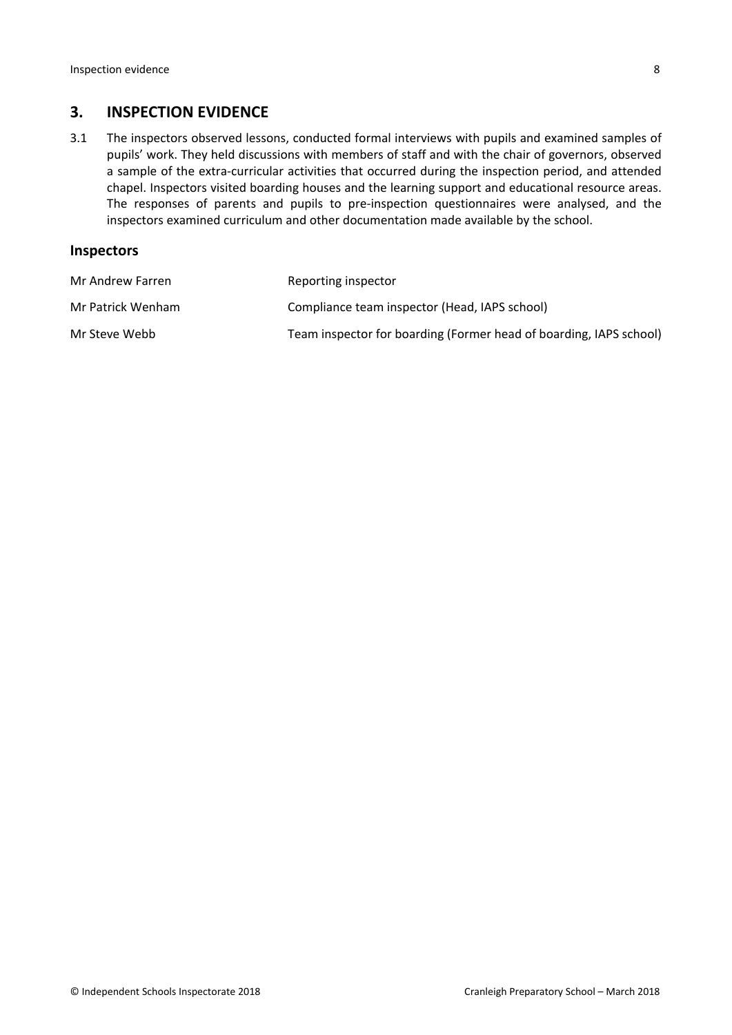## 3. INSPECTION EVIDENCE

3.1 The inspectors observed lessons, conducted formal interviews with pupils and examined samples of pupils' work. They held discussions with members of staff and with the chair of governors, observed a sample of the extra-curricular activities that occurred during the inspection period, and attended chapel. Inspectors visited boarding houses and the learning support and educational resource areas. The responses of parents and pupils to pre-inspection questionnaires were analysed, and the inspectors examined curriculum and other documentation made available by the school.

### Inspectors

| | |
|---|---|
| Mr Andrew Farren | Reporting inspector |
| Mr Patrick Wenham | Compliance team inspector (Head, IAPS school) |
| Mr Steve Webb | Team inspector for boarding (Former head of boarding, IAPS school) |